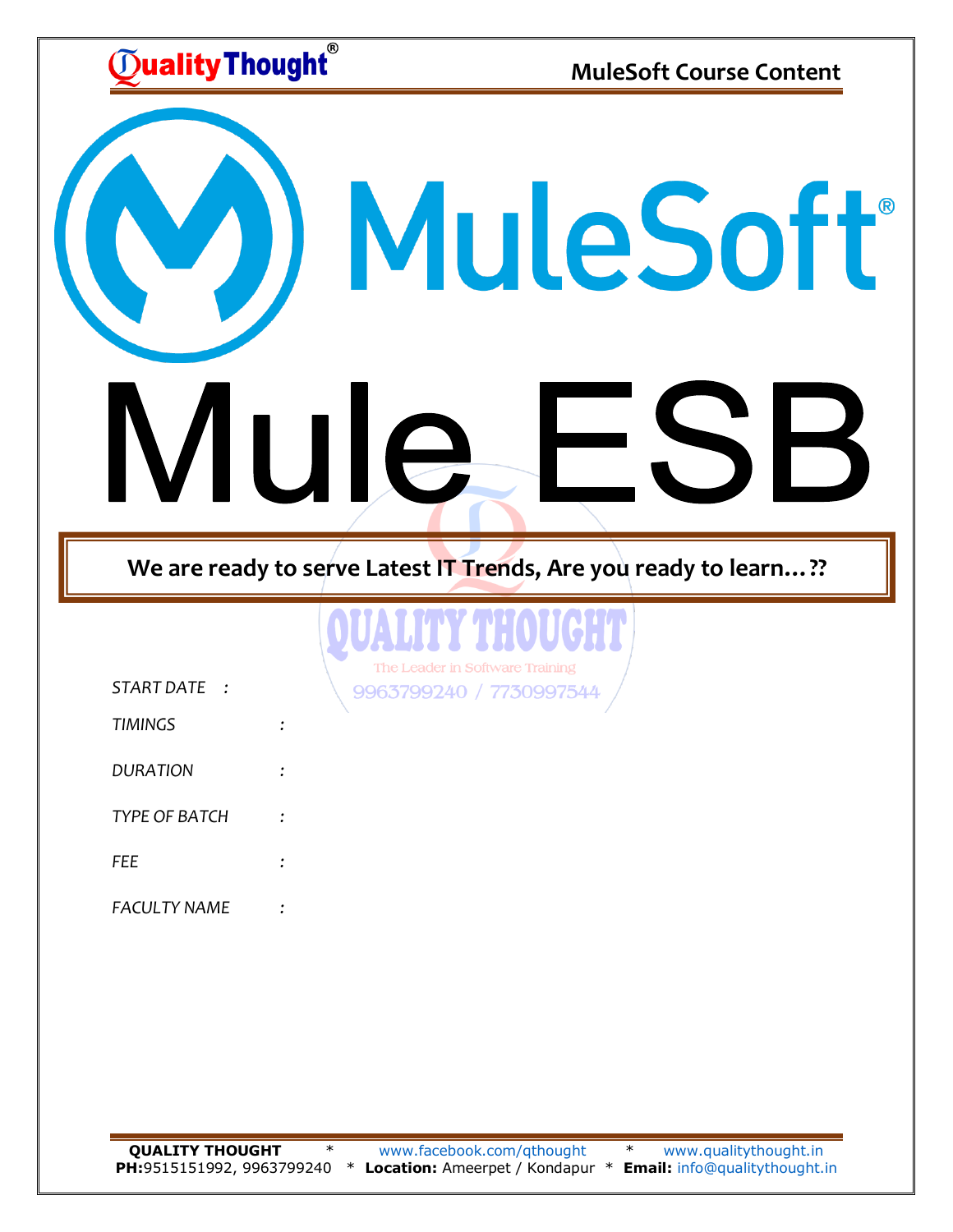# MuleSoft

# Mule ESB

**We are ready to serve Latest IT Trends, Are you ready to learn…??**

*START DATE :*

*TIMINGS :*

*DURATION :*

*TYPE OF BATCH :*

*FEE :*

*FACULTY NAME :*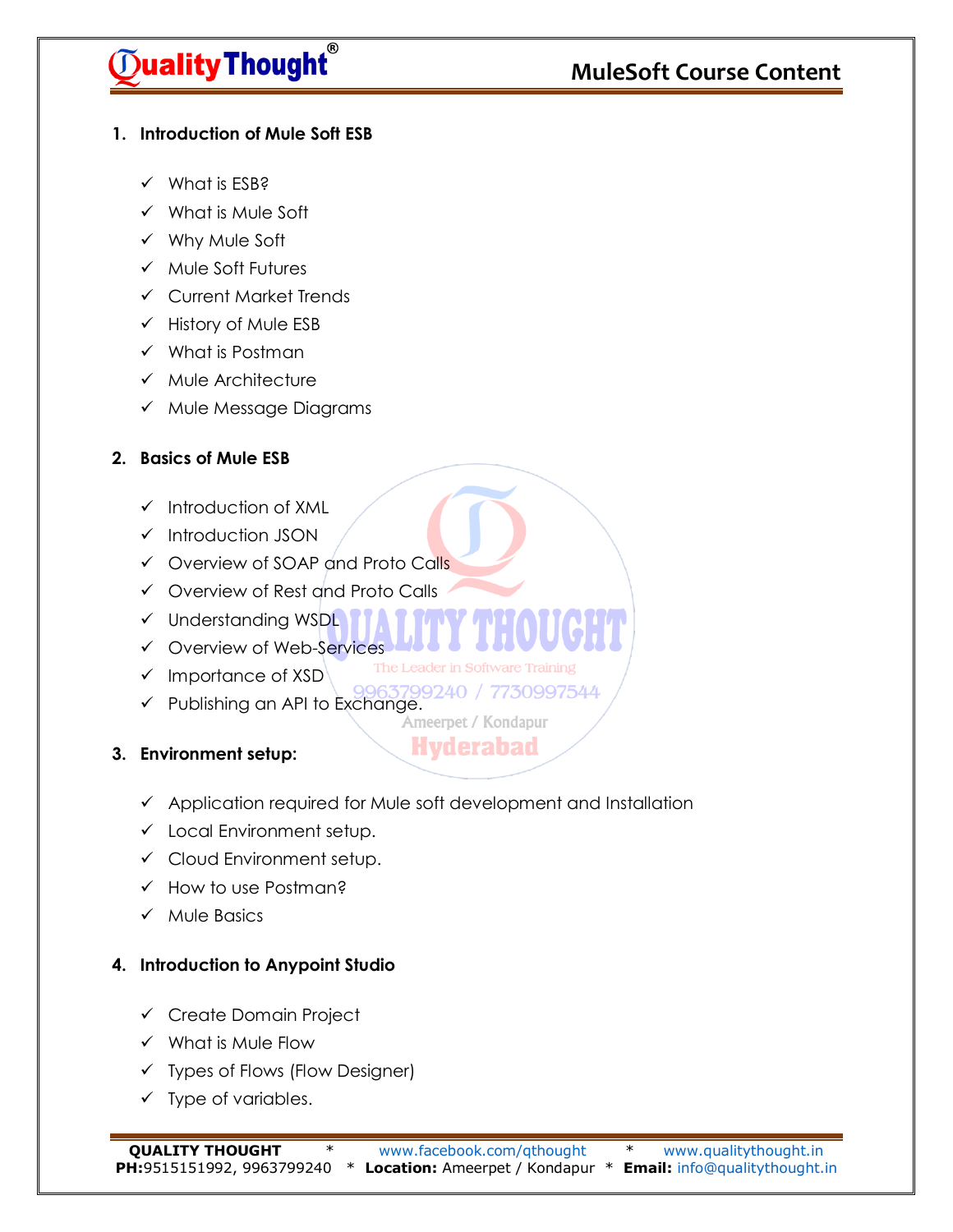## 1. Introduction of Mule Soft ESB

- ✓ What is ESB?
- ✓ What is Mule Soft
- ✓ Why Mule Soft
- ✓ Mule Soft Futures
- ✓ Current Market Trends
- ✓ History of Mule ESB
- ✓ What is Postman
- ✓ Mule Architecture
- ✓ Mule Message Diagrams

## 2. Basics of Mule ESB

- ✓ Introduction of XML
- ✓ Introduction JSON
- ✓ Overview of SOAP and Proto Calls
- ✓ Overview of Rest and Proto Calls
- ✓ Understanding WSDL
- ✓ Overview of Web-Services
- ✓ Importance of XSD
- ✓ Publishing an API to Exchange.

## 3. Environment setup:

- ✓ Application required for Mule soft development and Installation
- ✓ Local Environment setup.
- ✓ Cloud Environment setup.
- ✓ How to use Postman?
- ✓ Mule Basics

## 4. Introduction to Anypoint Studio

- ✓ Create Domain Project
- ✓ What is Mule Flow
- ✓ Types of Flows (Flow Designer)
- ✓ Type of variables.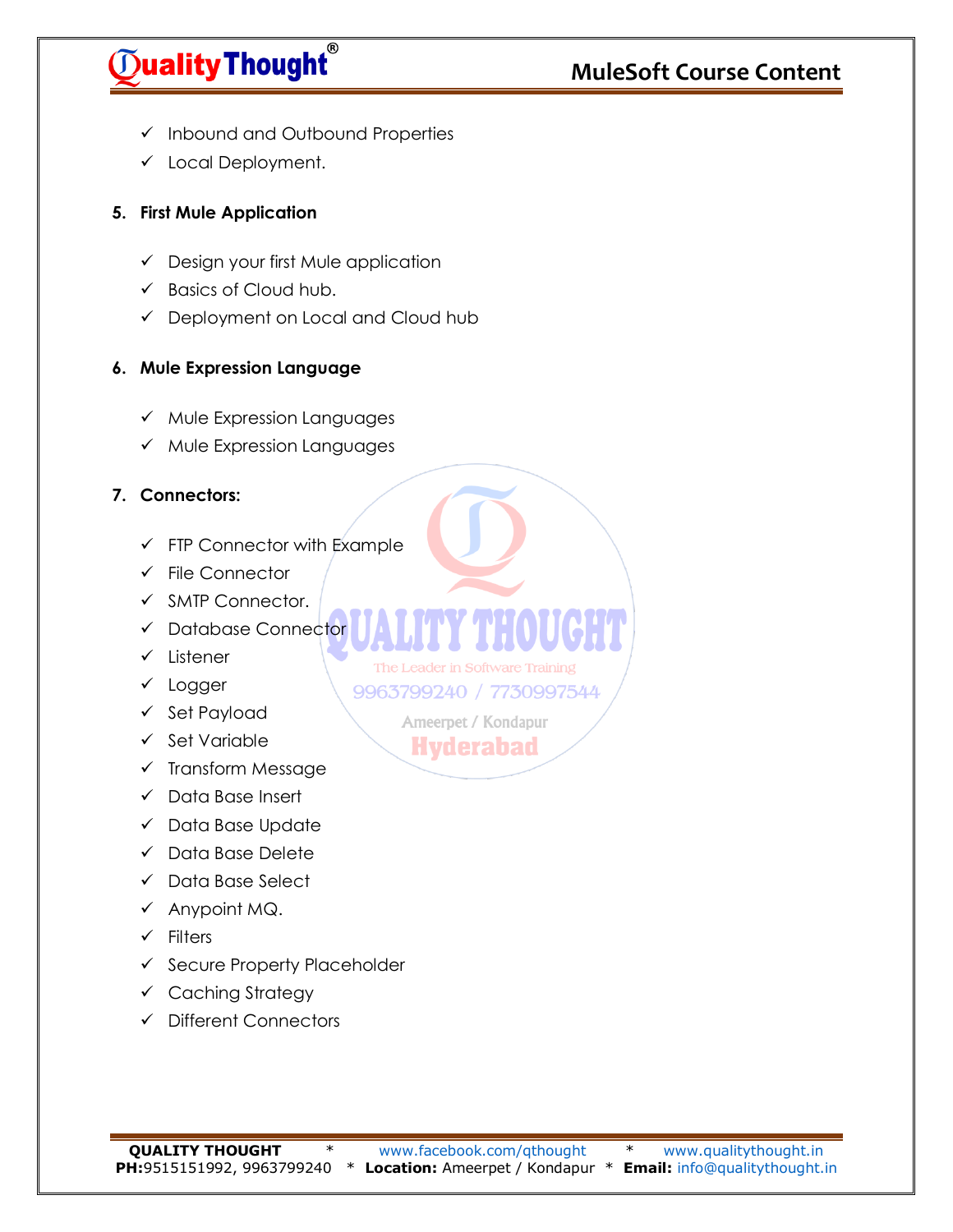- ✓ Inbound and Outbound Properties
- ✓ Local Deployment.

**5. First Mule Application**

- ✓ Design your first Mule application
- ✓ Basics of Cloud hub.
- ✓ Deployment on Local and Cloud hub

**6. Mule Expression Language**

- ✓ Mule Expression Languages
- ✓ Mule Expression Languages

**7. Connectors:**

- ✓ FTP Connector with Example
- ✓ File Connector
- ✓ SMTP Connector.
- ✓ Database Connector
- ✓ Listener
- ✓ Logger
- ✓ Set Payload
- ✓ Set Variable
- ✓ Transform Message
- ✓ Data Base Insert
- ✓ Data Base Update
- ✓ Data Base Delete
- ✓ Data Base Select
- ✓ Anypoint MQ.
- ✓ Filters
- ✓ Secure Property Placeholder
- ✓ Caching Strategy
- ✓ Different Connectors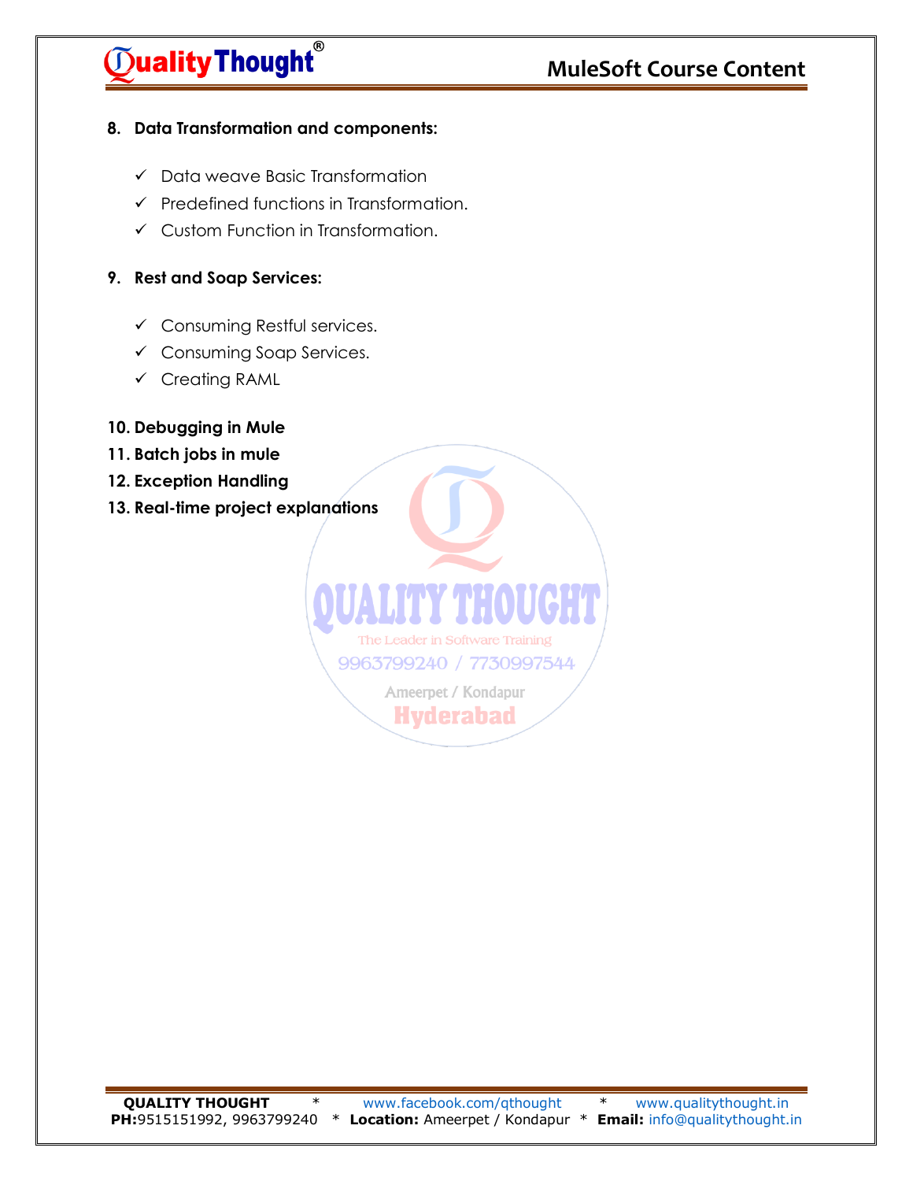**8. Data Transformation and components:**

- ✓ Data weave Basic Transformation
- ✓ Predefined functions in Transformation.
- ✓ Custom Function in Transformation.

**9. Rest and Soap Services:**

- ✓ Consuming Restful services.
- ✓ Consuming Soap Services.
- ✓ Creating RAML

**10. Debugging in Mule**

**11. Batch jobs in mule**

**12. Exception Handling**

**13. Real-time project explanations**